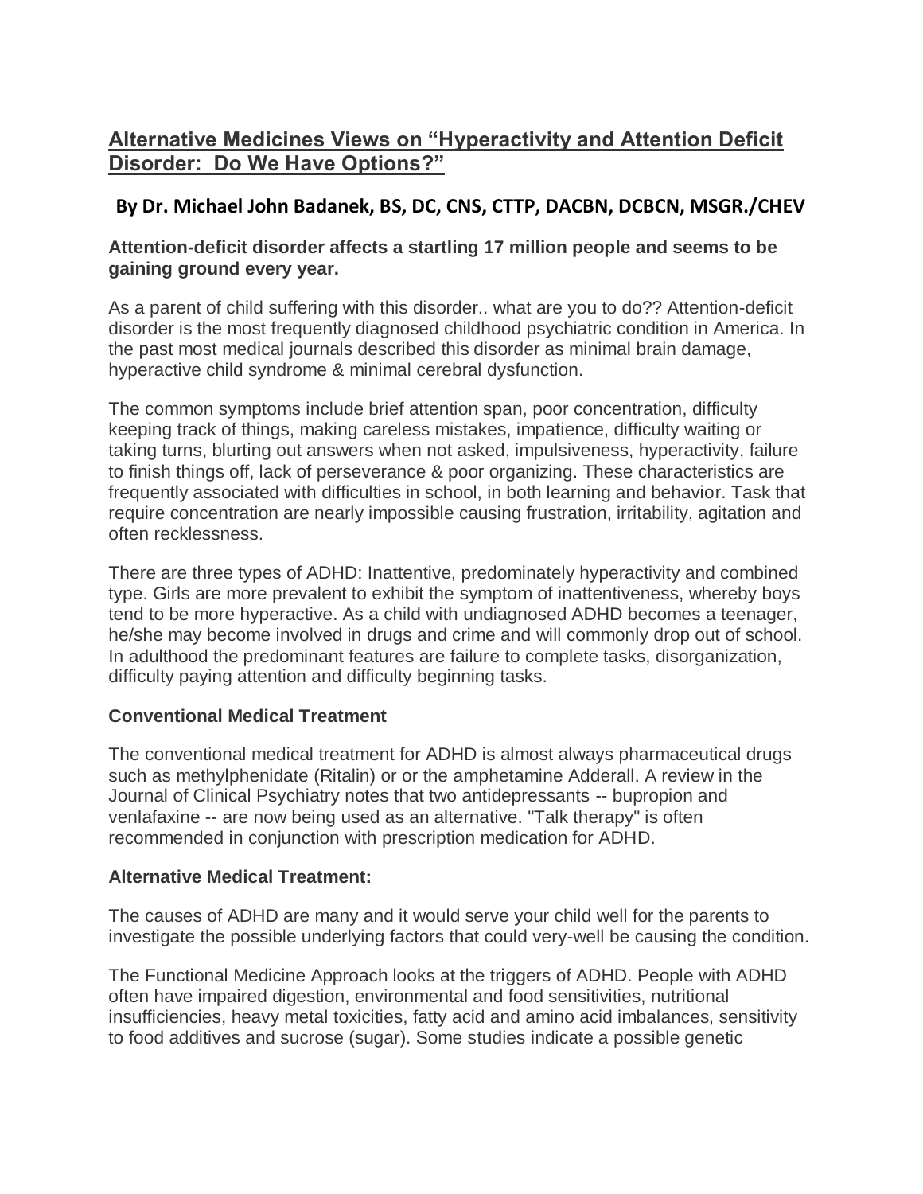## Alternative Medicines Views on "Hyperactivity and Attention Deficit Disorder: Do We Have Options?"

### By Dr. Michael John Badanek, BS, DC, CNS, CTTP, DACBN, DCBCN, MSGR./CHEV

**Attention-deficit disorder affects a startling 17 million people and seems to be gaining ground every year.**

As a parent of child suffering with this disorder.. what are you to do?? Attention-deficit disorder is the most frequently diagnosed childhood psychiatric condition in America. In the past most medical journals described this disorder as minimal brain damage, hyperactive child syndrome & minimal cerebral dysfunction.

The common symptoms include brief attention span, poor concentration, difficulty keeping track of things, making careless mistakes, impatience, difficulty waiting or taking turns, blurting out answers when not asked, impulsiveness, hyperactivity, failure to finish things off, lack of perseverance & poor organizing. These characteristics are frequently associated with difficulties in school, in both learning and behavior. Task that require concentration are nearly impossible causing frustration, irritability, agitation and often recklessness.

There are three types of ADHD: Inattentive, predominately hyperactivity and combined type. Girls are more prevalent to exhibit the symptom of inattentiveness, whereby boys tend to be more hyperactive. As a child with undiagnosed ADHD becomes a teenager, he/she may become involved in drugs and crime and will commonly drop out of school. In adulthood the predominant features are failure to complete tasks, disorganization, difficulty paying attention and difficulty beginning tasks.

**Conventional Medical Treatment**

The conventional medical treatment for ADHD is almost always pharmaceutical drugs such as methylphenidate (Ritalin) or or the amphetamine Adderall. A review in the Journal of Clinical Psychiatry notes that two antidepressants -- bupropion and venlafaxine -- are now being used as an alternative. "Talk therapy" is often recommended in conjunction with prescription medication for ADHD.

**Alternative Medical Treatment:**

The causes of ADHD are many and it would serve your child well for the parents to investigate the possible underlying factors that could very-well be causing the condition.

The Functional Medicine Approach looks at the triggers of ADHD. People with ADHD often have impaired digestion, environmental and food sensitivities, nutritional insufficiencies, heavy metal toxicities, fatty acid and amino acid imbalances, sensitivity to food additives and sucrose (sugar). Some studies indicate a possible genetic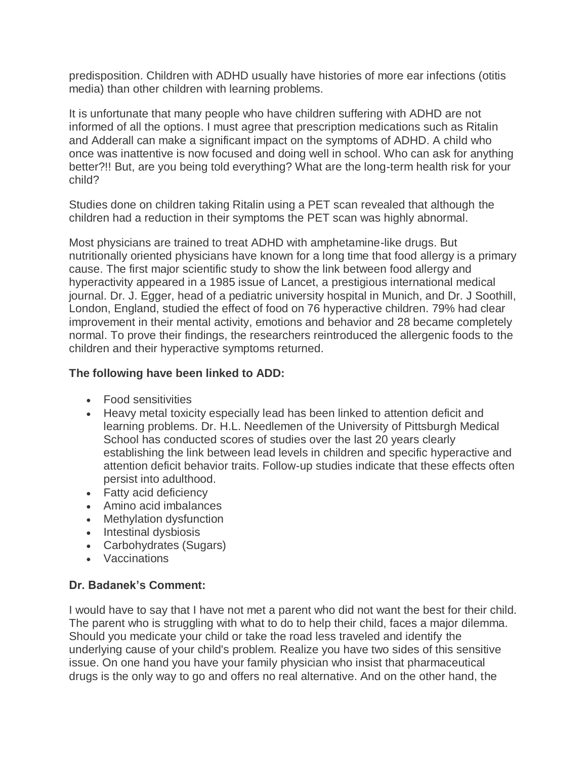predisposition. Children with ADHD usually have histories of more ear infections (otitis media) than other children with learning problems.

It is unfortunate that many people who have children suffering with ADHD are not informed of all the options. I must agree that prescription medications such as Ritalin and Adderall can make a significant impact on the symptoms of ADHD. A child who once was inattentive is now focused and doing well in school. Who can ask for anything better?!! But, are you being told everything? What are the long-term health risk for your child?

Studies done on children taking Ritalin using a PET scan revealed that although the children had a reduction in their symptoms the PET scan was highly abnormal.

Most physicians are trained to treat ADHD with amphetamine-like drugs. But nutritionally oriented physicians have known for a long time that food allergy is a primary cause. The first major scientific study to show the link between food allergy and hyperactivity appeared in a 1985 issue of Lancet, a prestigious international medical journal. Dr. J. Egger, head of a pediatric university hospital in Munich, and Dr. J Soothill, London, England, studied the effect of food on 76 hyperactive children. 79% had clear improvement in their mental activity, emotions and behavior and 28 became completely normal. To prove their findings, the researchers reintroduced the allergenic foods to the children and their hyperactive symptoms returned.

**The following have been linked to ADD:**

- Food sensitivities
- Heavy metal toxicity especially lead has been linked to attention deficit and learning problems. Dr. H.L. Needlemen of the University of Pittsburgh Medical School has conducted scores of studies over the last 20 years clearly establishing the link between lead levels in children and specific hyperactive and attention deficit behavior traits. Follow-up studies indicate that these effects often persist into adulthood.
- Fatty acid deficiency
- Amino acid imbalances
- Methylation dysfunction
- Intestinal dysbiosis
- Carbohydrates (Sugars)
- Vaccinations

**Dr. Badanek's Comment:**

I would have to say that I have not met a parent who did not want the best for their child. The parent who is struggling with what to do to help their child, faces a major dilemma. Should you medicate your child or take the road less traveled and identify the underlying cause of your child's problem. Realize you have two sides of this sensitive issue. On one hand you have your family physician who insist that pharmaceutical drugs is the only way to go and offers no real alternative. And on the other hand, the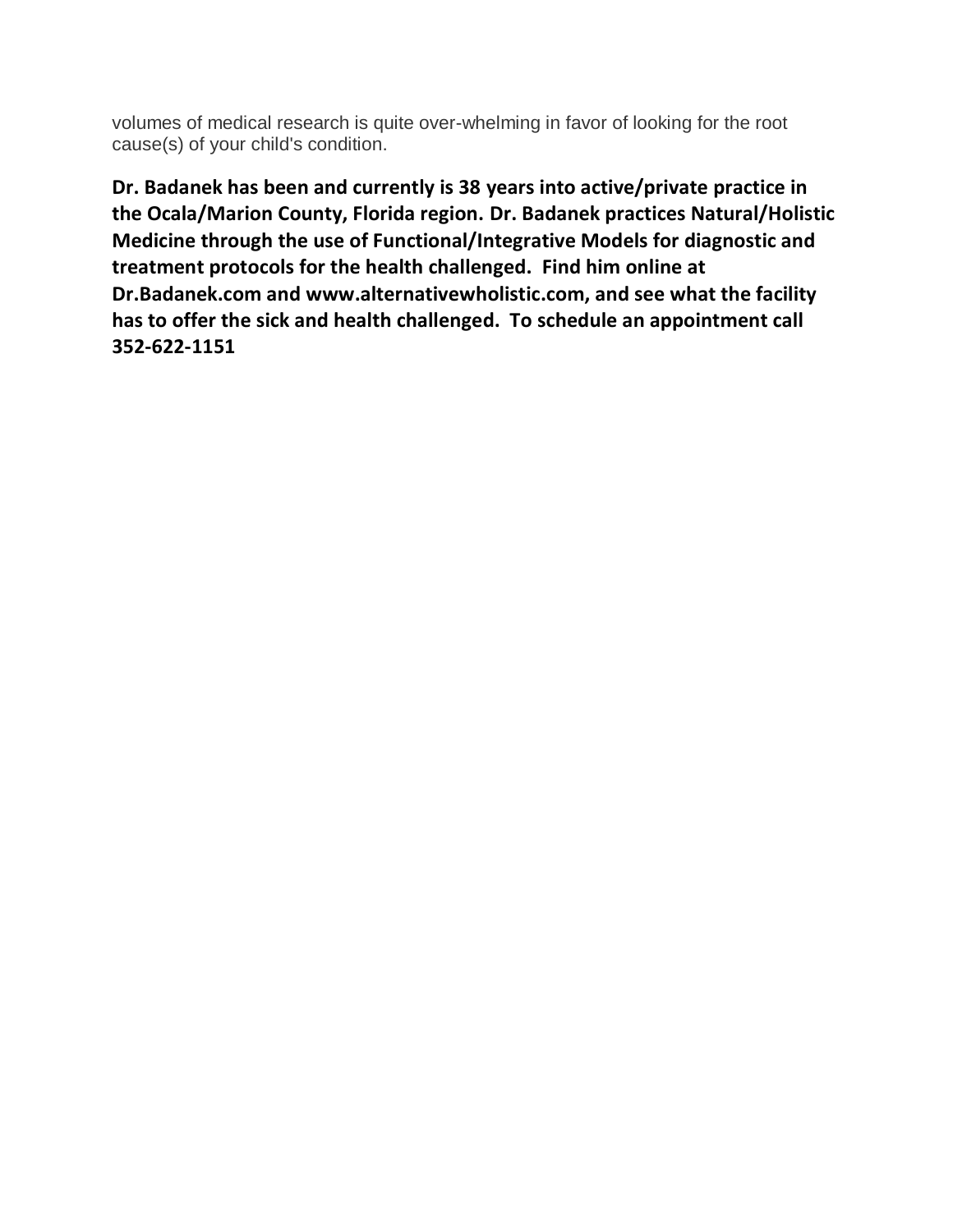volumes of medical research is quite over-whelming in favor of looking for the root cause(s) of your child's condition.

**Dr. Badanek has been and currently is 38 years into active/private practice in the Ocala/Marion County, Florida region. Dr. Badanek practices Natural/Holistic Medicine through the use of Functional/Integrative Models for diagnostic and treatment protocols for the health challenged. Find him online at Dr.Badanek.com and www.alternativewholistic.com, and see what the facility has to offer the sick and health challenged. To schedule an appointment call 352-622-1151**